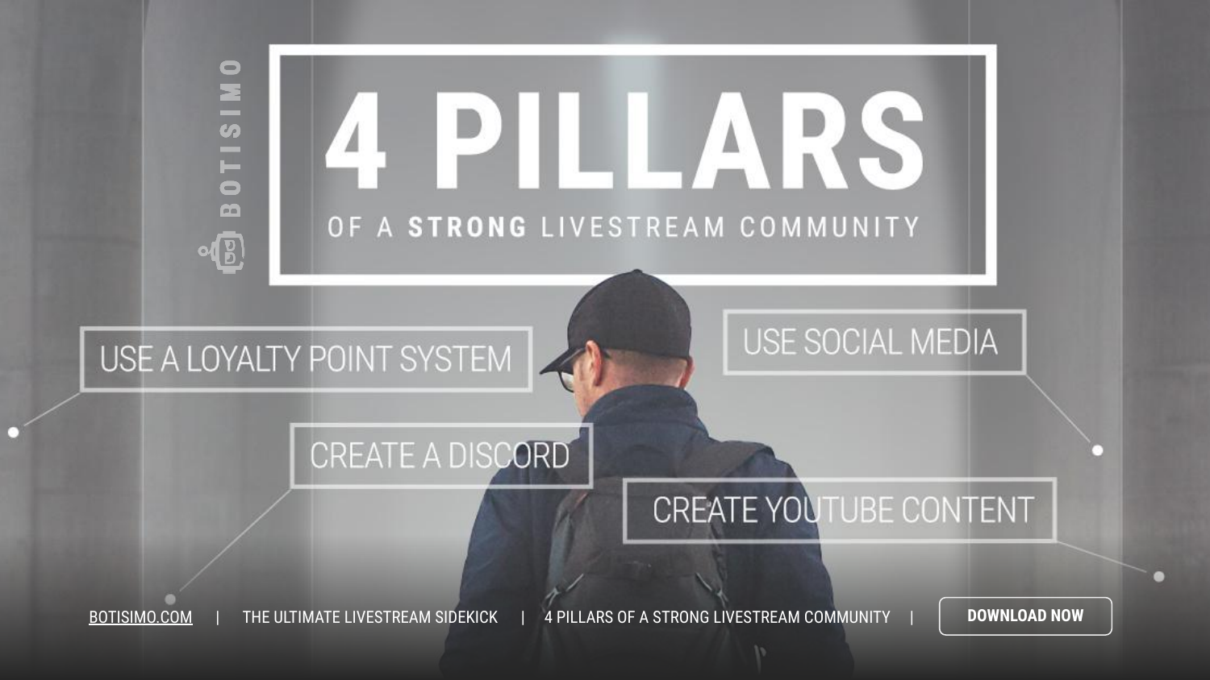BOTISIMO

# 4 PILLARS

## OF A **STRONG** LIVESTREAM COMMUNITY

- USE A LOYALTY POINT SYSTEM
- USE SOCIAL MEDIA
- CREATE A DISCORD
- CREATE YOUTUBE CONTENT

BOTISIMO.COM | THE ULTIMATE LIVESTREAM SIDEKICK | 4 PILLARS OF A STRONG LIVESTREAM COMMUNITY | **DOWNLOAD NOW**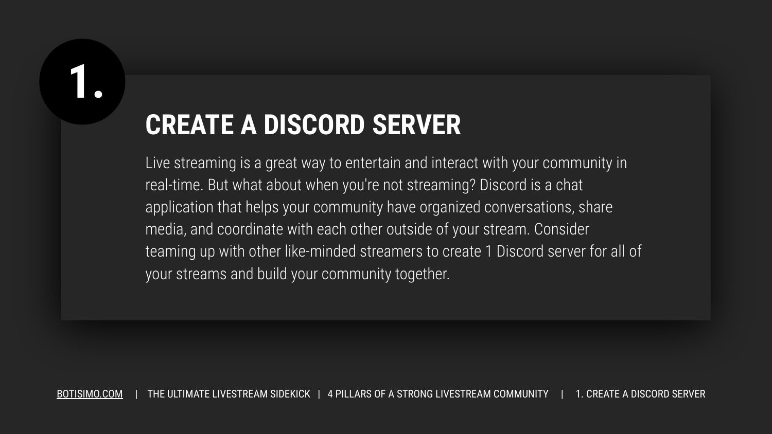# 1. CREATE A DISCORD SERVER

Live streaming is a great way to entertain and interact with your community in real-time. But what about when you're not streaming? Discord is a chat application that helps your community have organized conversations, share media, and coordinate with each other outside of your stream. Consider teaming up with other like-minded streamers to create 1 Discord server for all of your streams and build your community together.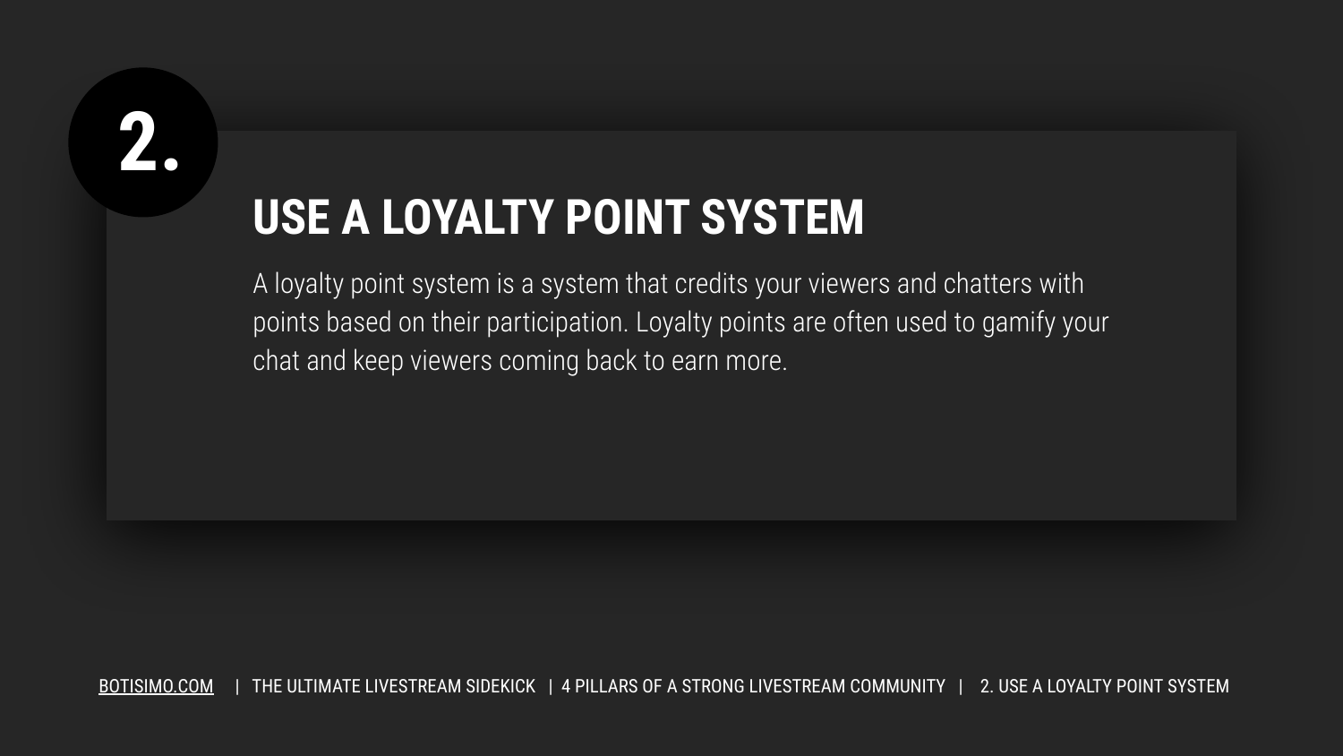## 2. USE A LOYALTY POINT SYSTEM

A loyalty point system is a system that credits your viewers and chatters with points based on their participation. Loyalty points are often used to gamify your chat and keep viewers coming back to earn more.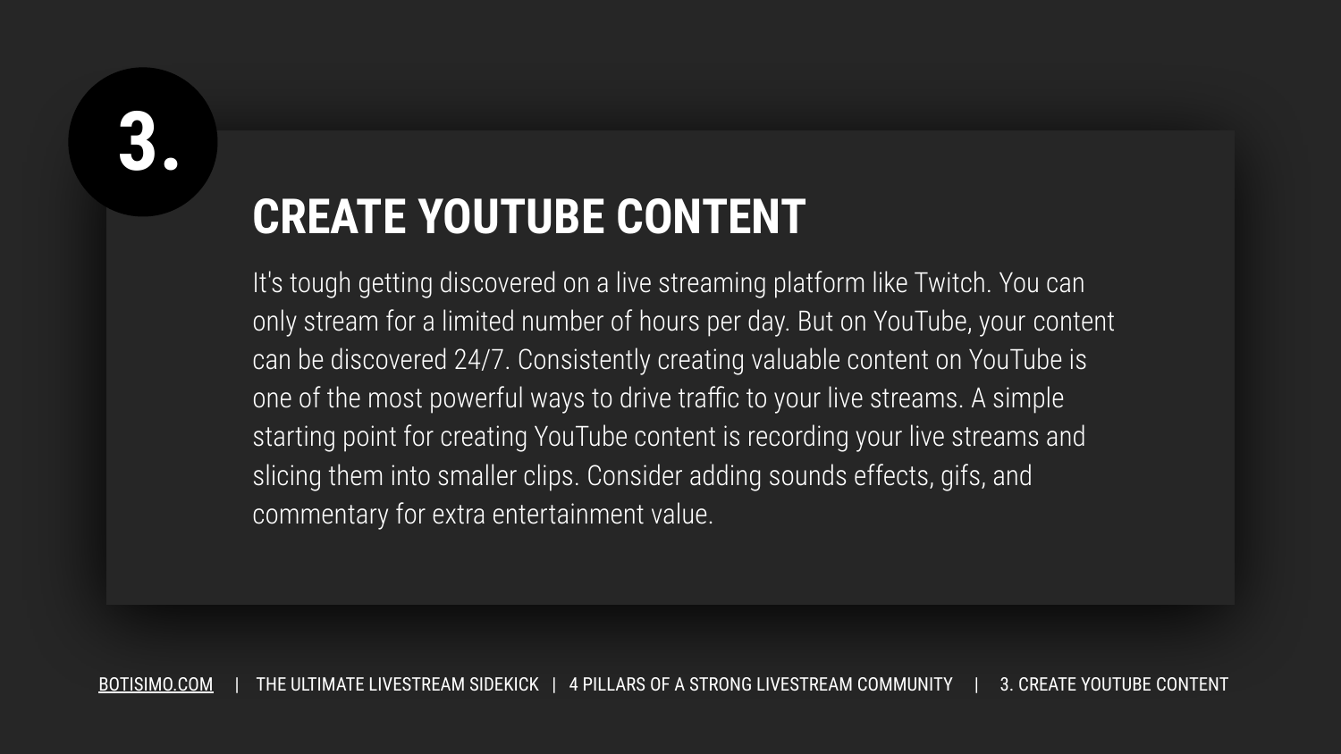# 3. CREATE YOUTUBE CONTENT

It's tough getting discovered on a live streaming platform like Twitch. You can only stream for a limited number of hours per day. But on YouTube, your content can be discovered 24/7. Consistently creating valuable content on YouTube is one of the most powerful ways to drive traffic to your live streams. A simple starting point for creating YouTube content is recording your live streams and slicing them into smaller clips. Consider adding sounds effects, gifs, and commentary for extra entertainment value.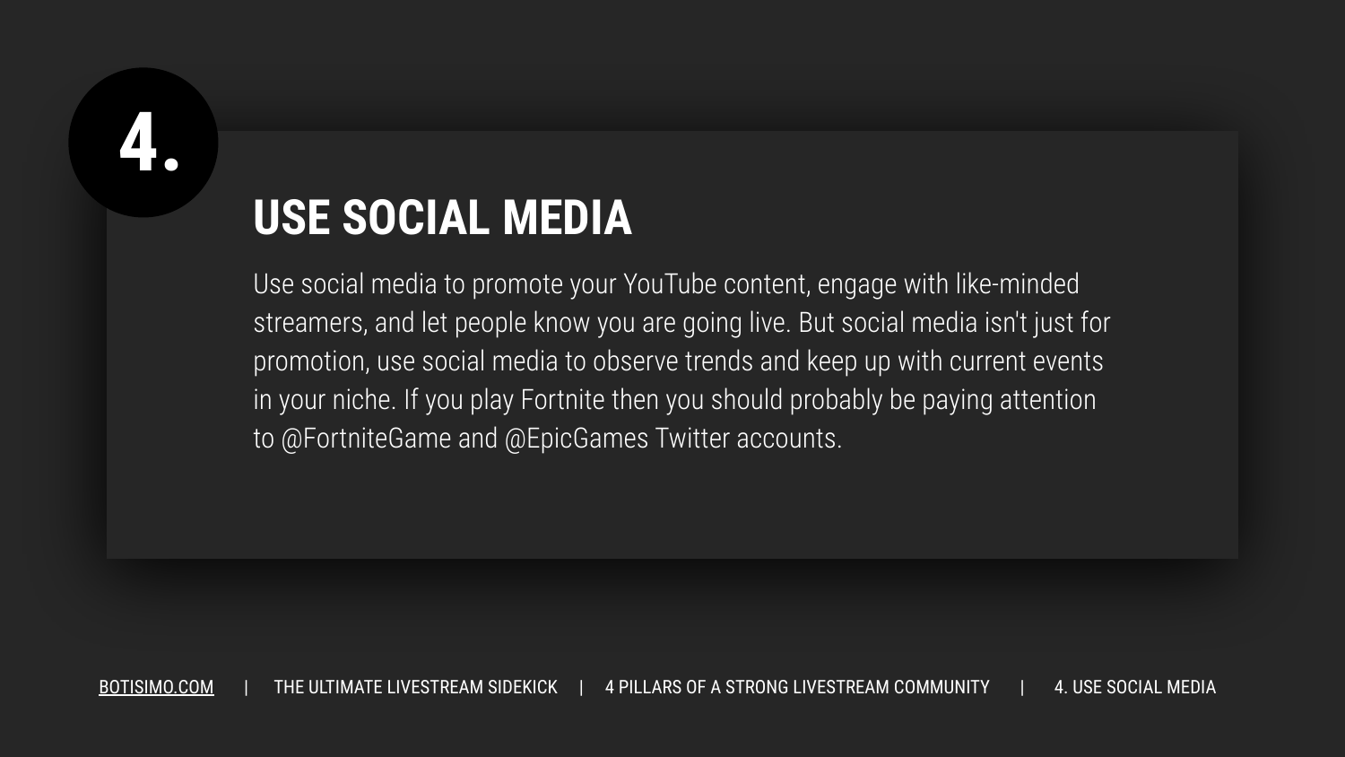# 4.

## USE SOCIAL MEDIA

Use social media to promote your YouTube content, engage with like-minded streamers, and let people know you are going live. But social media isn't just for promotion, use social media to observe trends and keep up with current events in your niche. If you play Fortnite then you should probably be paying attention to @FortniteGame and @EpicGames Twitter accounts.